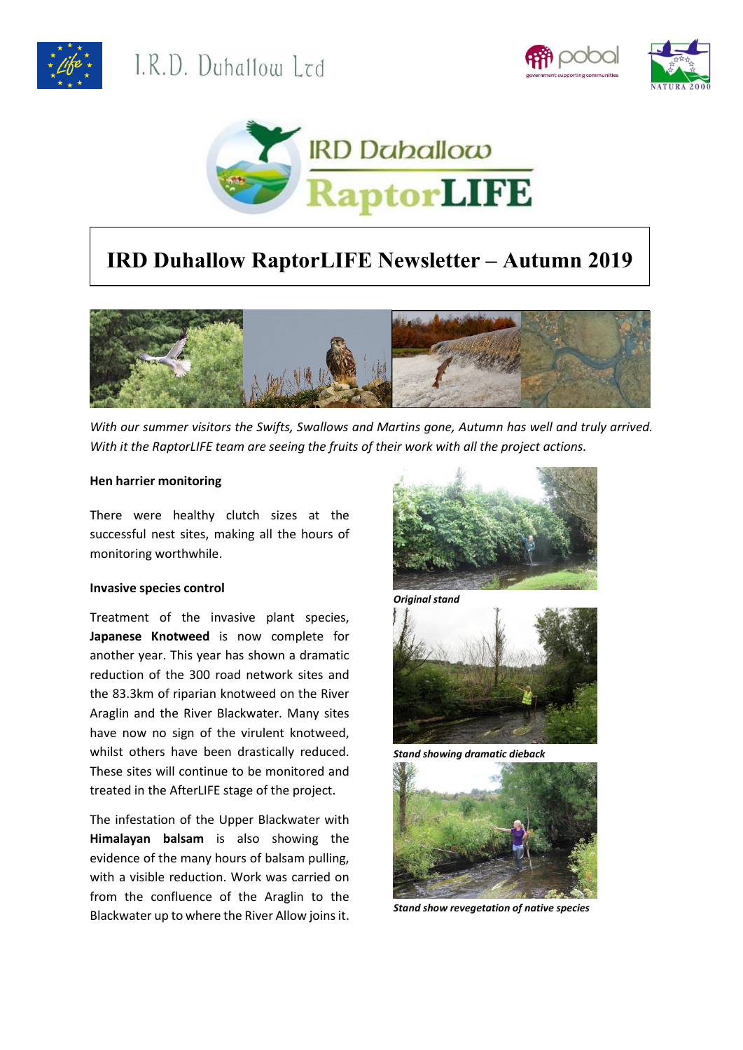# IRD Duhallow RaptorLIFE Newsletter – Autumn 2019

*With our summer visitors the Swifts, Swallows and Martins gone, Autumn has well and truly arrived. With it the RaptorLIFE team are seeing the fruits of their work with all the project actions.*

**Hen harrier monitoring**

There were healthy clutch sizes at the successful nest sites, making all the hours of monitoring worthwhile.

**Invasive species control**

Treatment of the invasive plant species, **Japanese Knotweed** is now complete for another year. This year has shown a dramatic reduction of the 300 road network sites and the 83.3km of riparian knotweed on the River Araglin and the River Blackwater. Many sites have now no sign of the virulent knotweed, whilst others have been drastically reduced. These sites will continue to be monitored and treated in the AfterLIFE stage of the project.

The infestation of the Upper Blackwater with **Himalayan balsam** is also showing the evidence of the many hours of balsam pulling, with a visible reduction. Work was carried on from the confluence of the Araglin to the Blackwater up to where the River Allow joins it.

***Original stand***

***Stand showing dramatic dieback***

***Stand show revegetation of native species***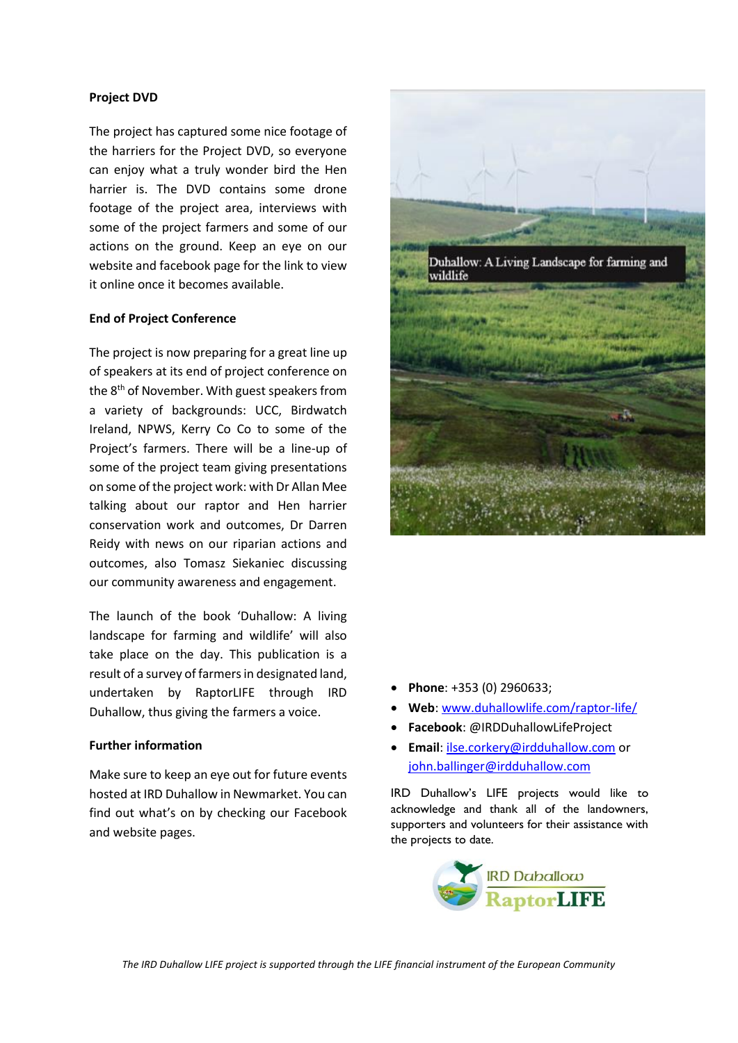**Project DVD**

The project has captured some nice footage of the harriers for the Project DVD, so everyone can enjoy what a truly wonder bird the Hen harrier is. The DVD contains some drone footage of the project area, interviews with some of the project farmers and some of our actions on the ground. Keep an eye on our website and facebook page for the link to view it online once it becomes available.

**End of Project Conference**

The project is now preparing for a great line up of speakers at its end of project conference on the 8th of November. With guest speakers from a variety of backgrounds: UCC, Birdwatch Ireland, NPWS, Kerry Co Co to some of the Project's farmers. There will be a line-up of some of the project team giving presentations on some of the project work: with Dr Allan Mee talking about our raptor and Hen harrier conservation work and outcomes, Dr Darren Reidy with news on our riparian actions and outcomes, also Tomasz Siekaniec discussing our community awareness and engagement.

The launch of the book 'Duhallow: A living landscape for farming and wildlife' will also take place on the day. This publication is a result of a survey of farmers in designated land, undertaken by RaptorLIFE through IRD Duhallow, thus giving the farmers a voice.

**Further information**

Make sure to keep an eye out for future events hosted at IRD Duhallow in Newmarket. You can find out what's on by checking our Facebook and website pages.

Duhallow: A Living Landscape for farming and wildlife

- **Phone**: +353 (0) 2960633;
- **Web**: www.duhallowlife.com/raptor-life/
- **Facebook**: @IRDDuhallowLifeProject
- **Email**: ilse.corkery@irdduhallow.com or john.ballinger@irdduhallow.com

IRD Duhallow's LIFE projects would like to acknowledge and thank all of the landowners, supporters and volunteers for their assistance with the projects to date.

IRD Duhallow RaptorLIFE

*The IRD Duhallow LIFE project is supported through the LIFE financial instrument of the European Community*